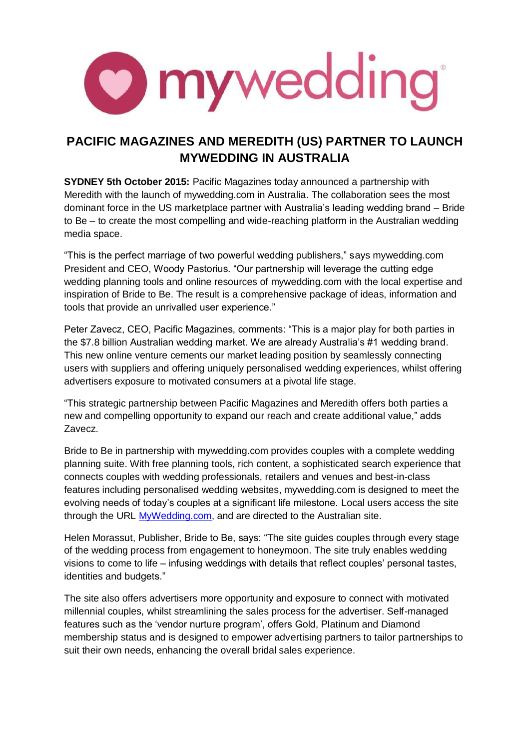mywedding®

# PACIFIC MAGAZINES AND MEREDITH (US) PARTNER TO LAUNCH MYWEDDING IN AUSTRALIA

**SYDNEY 5th October 2015:** Pacific Magazines today announced a partnership with Meredith with the launch of mywedding.com in Australia. The collaboration sees the most dominant force in the US marketplace partner with Australia's leading wedding brand – Bride to Be – to create the most compelling and wide-reaching platform in the Australian wedding media space.

"This is the perfect marriage of two powerful wedding publishers," says mywedding.com President and CEO, Woody Pastorius. "Our partnership will leverage the cutting edge wedding planning tools and online resources of mywedding.com with the local expertise and inspiration of Bride to Be. The result is a comprehensive package of ideas, information and tools that provide an unrivalled user experience."

Peter Zavecz, CEO, Pacific Magazines, comments: "This is a major play for both parties in the $7.8 billion Australian wedding market. We are already Australia's #1 wedding brand. This new online venture cements our market leading position by seamlessly connecting users with suppliers and offering uniquely personalised wedding experiences, whilst offering advertisers exposure to motivated consumers at a pivotal life stage.

"This strategic partnership between Pacific Magazines and Meredith offers both parties a new and compelling opportunity to expand our reach and create additional value," adds Zavecz.

Bride to Be in partnership with mywedding.com provides couples with a complete wedding planning suite. With free planning tools, rich content, a sophisticated search experience that connects couples with wedding professionals, retailers and venues and best-in-class features including personalised wedding websites, mywedding.com is designed to meet the evolving needs of today's couples at a significant life milestone. Local users access the site through the URL [MyWedding.com](MyWedding.com), and are directed to the Australian site.

Helen Morassut, Publisher, Bride to Be, says: "The site guides couples through every stage of the wedding process from engagement to honeymoon. The site truly enables wedding visions to come to life – infusing weddings with details that reflect couples' personal tastes, identities and budgets."

The site also offers advertisers more opportunity and exposure to connect with motivated millennial couples, whilst streamlining the sales process for the advertiser. Self-managed features such as the 'vendor nurture program', offers Gold, Platinum and Diamond membership status and is designed to empower advertising partners to tailor partnerships to suit their own needs, enhancing the overall bridal sales experience.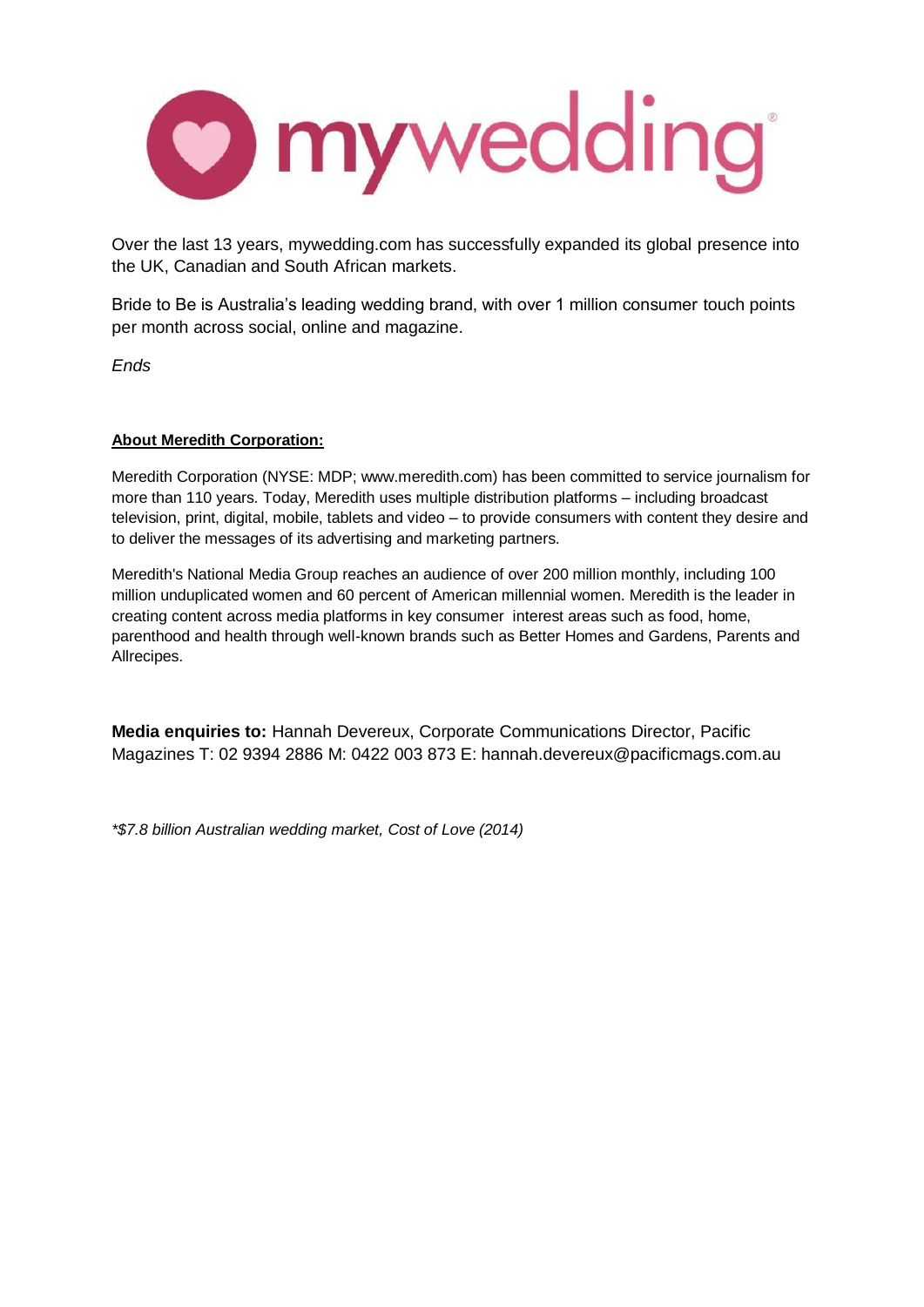Over the last 13 years, mywedding.com has successfully expanded its global presence into the UK, Canadian and South African markets.

Bride to Be is Australia's leading wedding brand, with over 1 million consumer touch points per month across social, online and magazine.

*Ends*

**About Meredith Corporation:**

Meredith Corporation (NYSE: MDP; www.meredith.com) has been committed to service journalism for more than 110 years. Today, Meredith uses multiple distribution platforms – including broadcast television, print, digital, mobile, tablets and video – to provide consumers with content they desire and to deliver the messages of its advertising and marketing partners.

Meredith's National Media Group reaches an audience of over 200 million monthly, including 100 million unduplicated women and 60 percent of American millennial women. Meredith is the leader in creating content across media platforms in key consumer interest areas such as food, home, parenthood and health through well-known brands such as Better Homes and Gardens, Parents and Allrecipes.

**Media enquiries to:** Hannah Devereux, Corporate Communications Director, Pacific Magazines T: 02 9394 2886 M: 0422 003 873 E: hannah.devereux@pacificmags.com.au

*\*$7.8 billion Australian wedding market, Cost of Love (2014)*